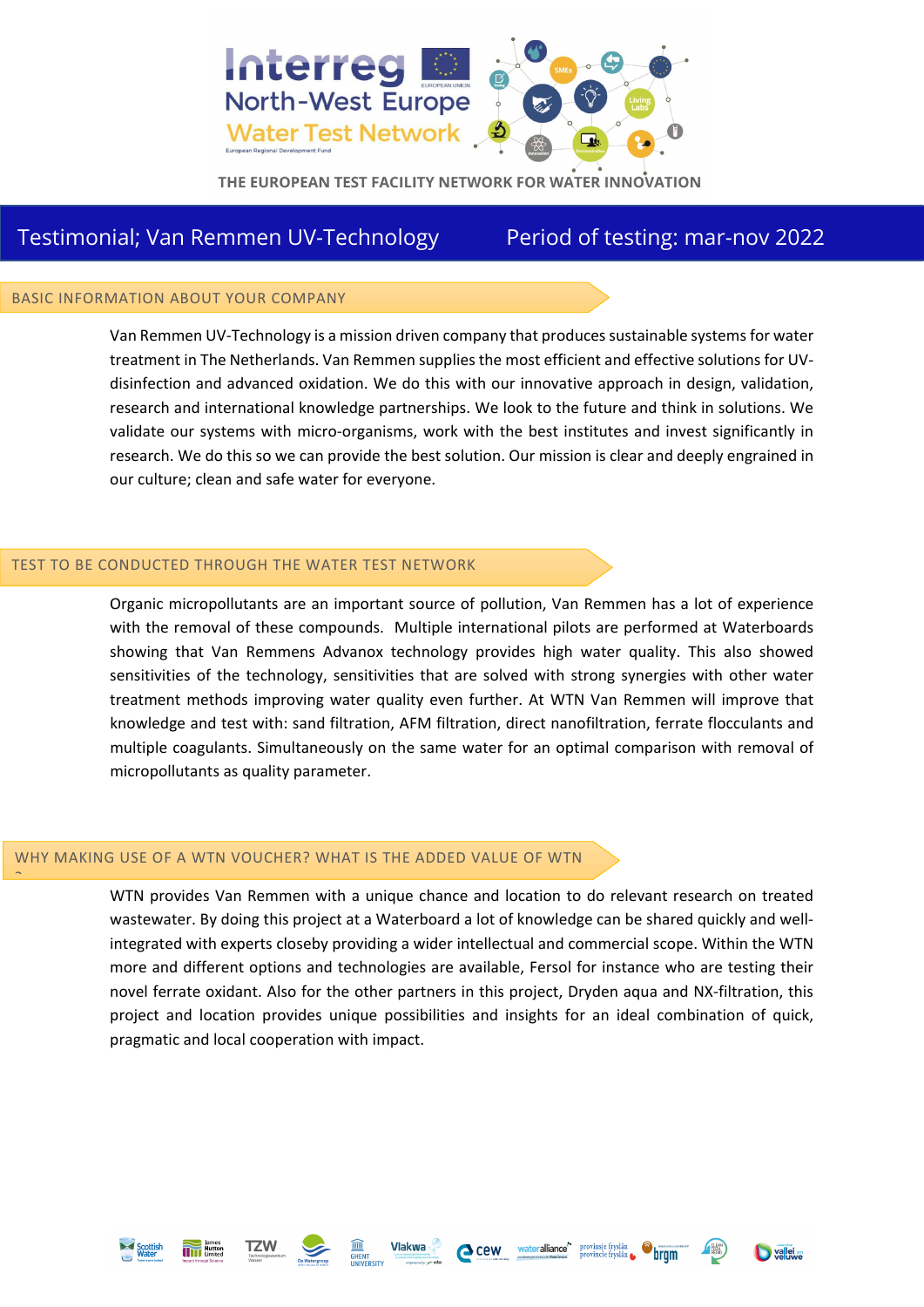# Interreg North-West Europe Water Test Network

THE EUROPEAN TEST FACILITY NETWORK FOR WATER INNOVATION

## Testimonial; Van Remmen UV-Technology — Period of testing: mar-nov 2022

### BASIC INFORMATION ABOUT YOUR COMPANY

Van Remmen UV-Technology is a mission driven company that produces sustainable systems for water treatment in The Netherlands. Van Remmen supplies the most efficient and effective solutions for UV-disinfection and advanced oxidation. We do this with our innovative approach in design, validation, research and international knowledge partnerships. We look to the future and think in solutions. We validate our systems with micro-organisms, work with the best institutes and invest significantly in research. We do this so we can provide the best solution. Our mission is clear and deeply engrained in our culture; clean and safe water for everyone.

### TEST TO BE CONDUCTED THROUGH THE WATER TEST NETWORK

Organic micropollutants are an important source of pollution, Van Remmen has a lot of experience with the removal of these compounds. Multiple international pilots are performed at Waterboards showing that Van Remmens Advanox technology provides high water quality. This also showed sensitivities of the technology, sensitivities that are solved with strong synergies with other water treatment methods improving water quality even further. At WTN Van Remmen will improve that knowledge and test with: sand filtration, AFM filtration, direct nanofiltration, ferrate flocculants and multiple coagulants. Simultaneously on the same water for an optimal comparison with removal of micropollutants as quality parameter.

### WHY MAKING USE OF A WTN VOUCHER? WHAT IS THE ADDED VALUE OF WTN ?

WTN provides Van Remmen with a unique chance and location to do relevant research on treated wastewater. By doing this project at a Waterboard a lot of knowledge can be shared quickly and well-integrated with experts closeby providing a wider intellectual and commercial scope. Within the WTN more and different options and technologies are available, Fersol for instance who are testing their novel ferrate oxidant. Also for the other partners in this project, Dryden aqua and NX-filtration, this project and location provides unique possibilities and insights for an ideal combination of quick, pragmatic and local cooperation with impact.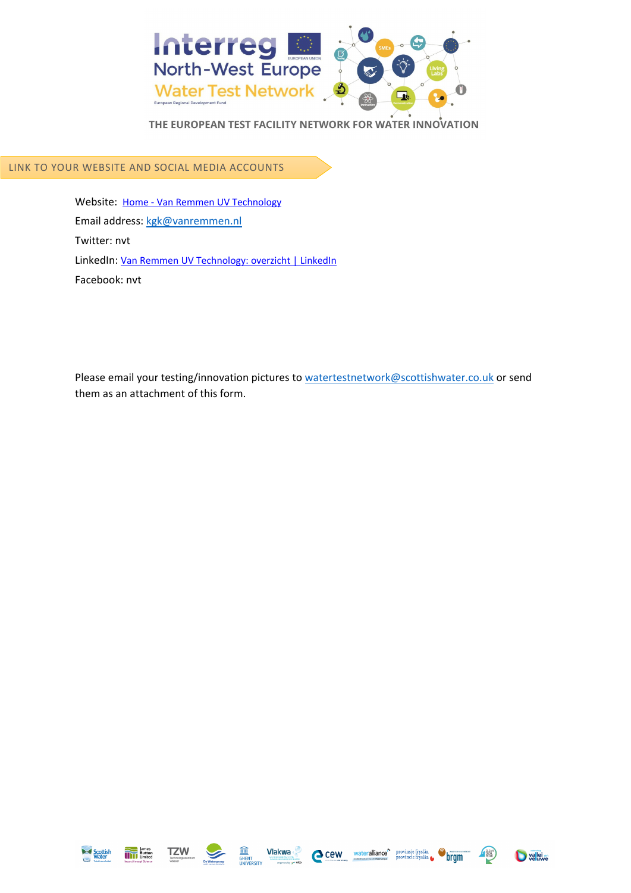## LINK TO YOUR WEBSITE AND SOCIAL MEDIA ACCOUNTS

Website: Home - Van Remmen UV Technology

Email address: kgk@vanremmen.nl

Twitter: nvt

LinkedIn: Van Remmen UV Technology: overzicht | LinkedIn

Facebook: nvt

Please email your testing/innovation pictures to watertestnetwork@scottishwater.co.uk or send them as an attachment of this form.